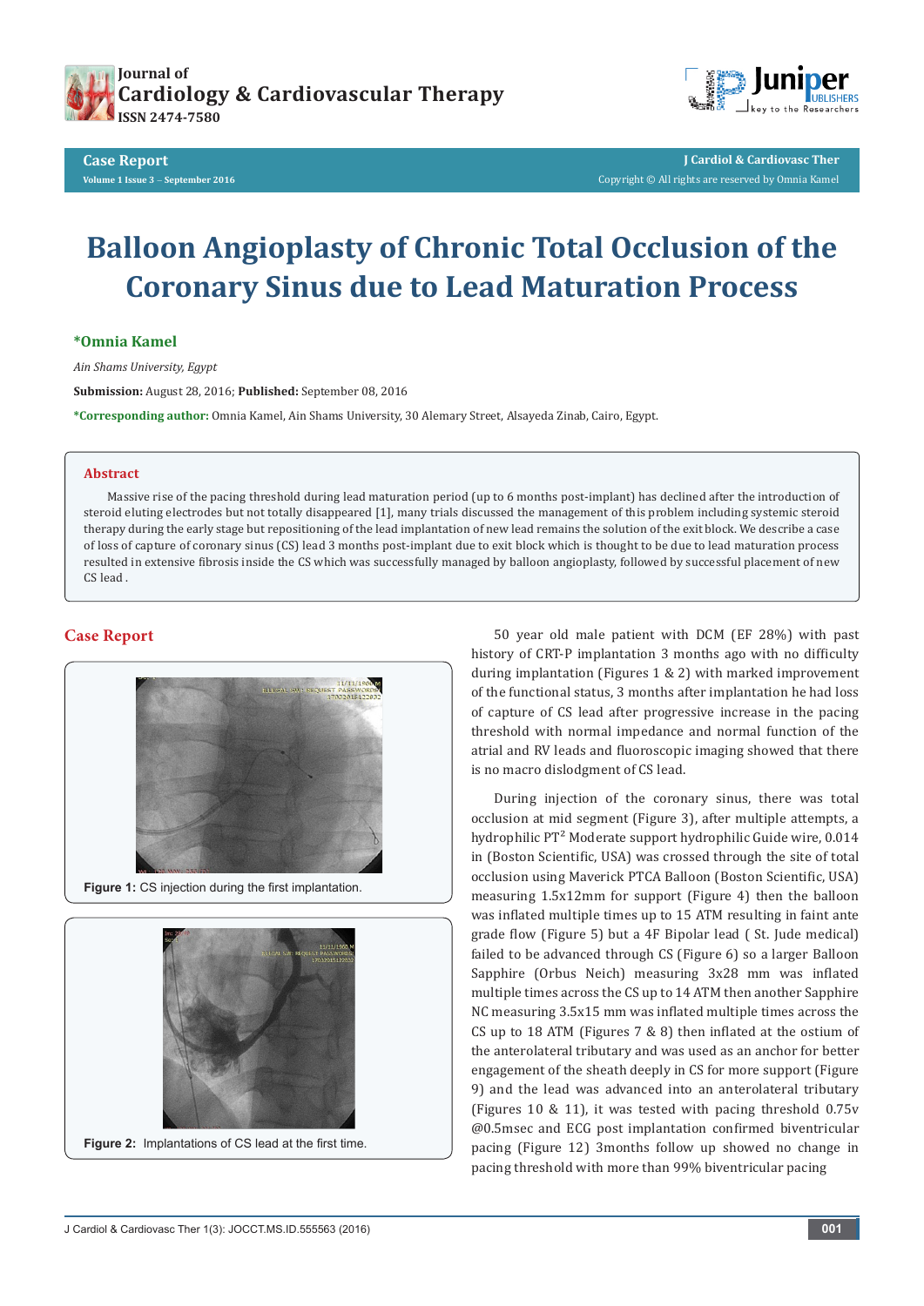Case Report

# Balloon Angioplasty of Chronic Total Occlusion of the Coronary Sinus due to Lead Maturation Process

**\*Omnia Kamel**

*Ain Shams University, Egypt*

**Submission:** August 28, 2016; **Published:** September 08, 2016

**\*Corresponding author:** Omnia Kamel, Ain Shams University, 30 Alemary Street, Alsayeda Zinab, Cairo, Egypt.

## Abstract

Massive rise of the pacing threshold during lead maturation period (up to 6 months post-implant) has declined after the introduction of steroid eluting electrodes but not totally disappeared [1], many trials discussed the management of this problem including systemic steroid therapy during the early stage but repositioning of the lead implantation of new lead remains the solution of the exit block. We describe a case of loss of capture of coronary sinus (CS) lead 3 months post-implant due to exit block which is thought to be due to lead maturation process resulted in extensive fibrosis inside the CS which was successfully managed by balloon angioplasty, followed by successful placement of new CS lead .

## Case Report

Figure 1: CS injection during the first implantation.

Figure 2: Implantations of CS lead at the first time.

50 year old male patient with DCM (EF 28%) with past history of CRT-P implantation 3 months ago with no difficulty during implantation (Figures 1 & 2) with marked improvement of the functional status, 3 months after implantation he had loss of capture of CS lead after progressive increase in the pacing threshold with normal impedance and normal function of the atrial and RV leads and fluoroscopic imaging showed that there is no macro dislodgment of CS lead.

During injection of the coronary sinus, there was total occlusion at mid segment (Figure 3), after multiple attempts, a hydrophilic PT[2] Moderate support hydrophilic Guide wire, 0.014 in (Boston Scientific, USA) was crossed through the site of total occlusion using Maverick PTCA Balloon (Boston Scientific, USA) measuring 1.5x12mm for support (Figure 4) then the balloon was inflated multiple times up to 15 ATM resulting in faint ante grade flow (Figure 5) but a 4F Bipolar lead ( St. Jude medical) failed to be advanced through CS (Figure 6) so a larger Balloon Sapphire (Orbus Neich) measuring 3x28 mm was inflated multiple times across the CS up to 14 ATM then another Sapphire NC measuring 3.5x15 mm was inflated multiple times across the CS up to 18 ATM (Figures 7 & 8) then inflated at the ostium of the anterolateral tributary and was used as an anchor for better engagement of the sheath deeply in CS for more support (Figure 9) and the lead was advanced into an anterolateral tributary (Figures 10 & 11), it was tested with pacing threshold 0.75v @0.5msec and ECG post implantation confirmed biventricular pacing (Figure 12) 3months follow up showed no change in pacing threshold with more than 99% biventricular pacing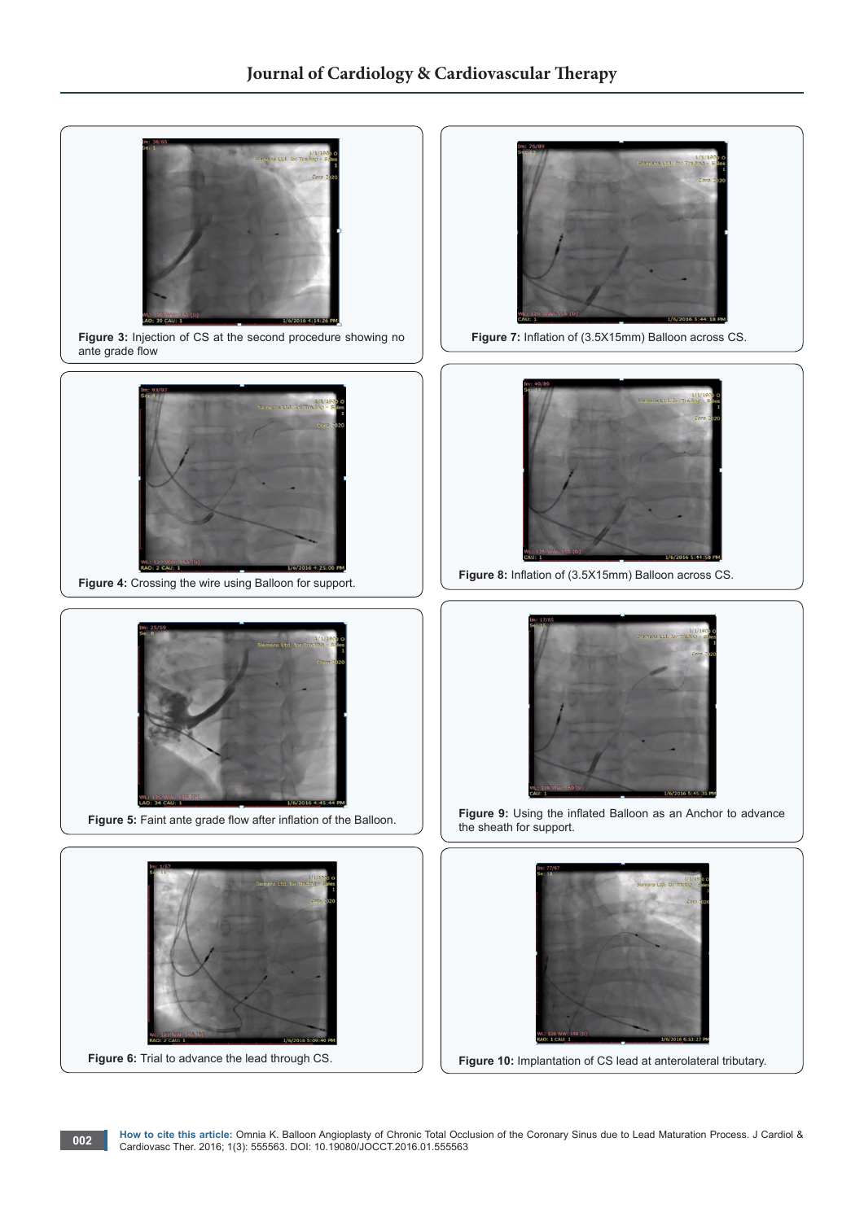Figure 3: Injection of CS at the second procedure showing no ante grade flow

Figure 4: Crossing the wire using Balloon for support.

Figure 5: Faint ante grade flow after inflation of the Balloon.

Figure 6: Trial to advance the lead through CS.

Figure 7: Inflation of (3.5X15mm) Balloon across CS.

Figure 8: Inflation of (3.5X15mm) Balloon across CS.

Figure 9: Using the inflated Balloon as an Anchor to advance the sheath for support.

Figure 10: Implantation of CS lead at anterolateral tributary.

**How to cite this article:** Omnia K. Balloon Angioplasty of Chronic Total Occlusion of the Coronary Sinus due to Lead Maturation Process. J Cardiol & Cardiovasc Ther. 2016; 1(3): 555563. DOI: 10.19080/JOCCT.2016.01.555563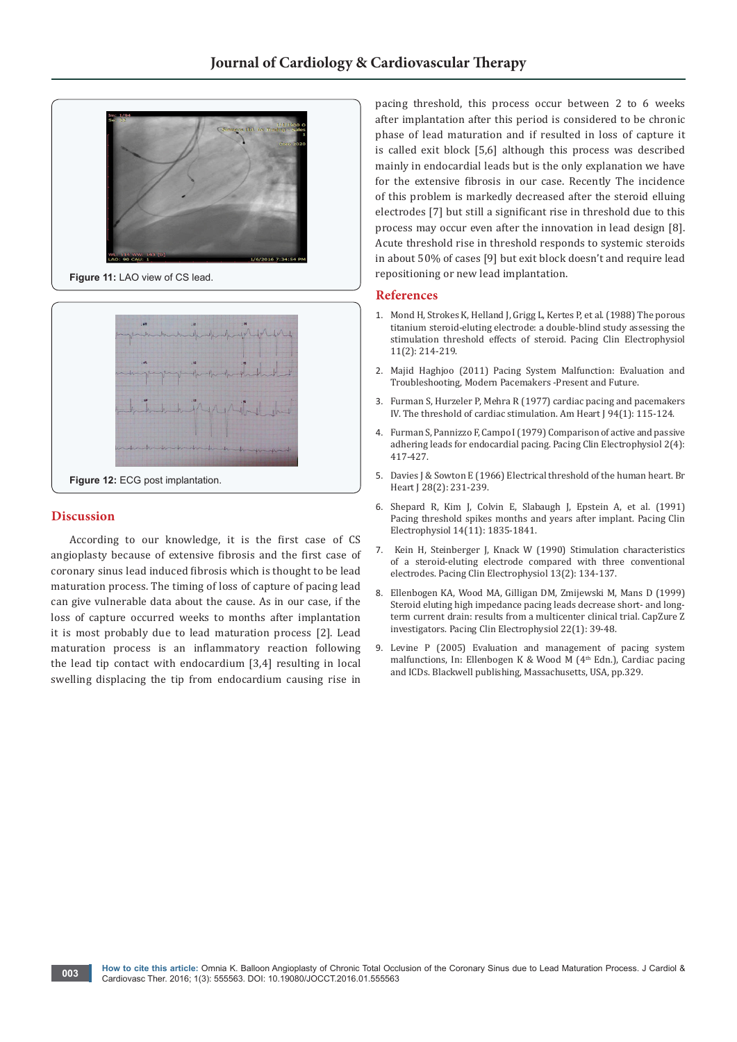Figure 11: LAO view of CS lead.

Figure 12: ECG post implantation.

## Discussion

According to our knowledge, it is the first case of CS angioplasty because of extensive fibrosis and the first case of coronary sinus lead induced fibrosis which is thought to be lead maturation process. The timing of loss of capture of pacing lead can give vulnerable data about the cause. As in our case, if the loss of capture occurred weeks to months after implantation it is most probably due to lead maturation process [2]. Lead maturation process is an inflammatory reaction following the lead tip contact with endocardium [3,4] resulting in local swelling displacing the tip from endocardium causing rise in pacing threshold, this process occur between 2 to 6 weeks after implantation after this period is considered to be chronic phase of lead maturation and if resulted in loss of capture it is called exit block [5,6] although this process was described mainly in endocardial leads but is the only explanation we have for the extensive fibrosis in our case. Recently The incidence of this problem is markedly decreased after the steroid elluing electrodes [7] but still a significant rise in threshold due to this process may occur even after the innovation in lead design [8]. Acute threshold rise in threshold responds to systemic steroids in about 50% of cases [9] but exit block doesn't and require lead repositioning or new lead implantation.

## References

1. Mond H, Strokes K, Helland J, Grigg L, Kertes P, et al. (1988) The porous titanium steroid-eluting electrode: a double-blind study assessing the stimulation threshold effects of steroid. Pacing Clin Electrophysiol 11(2): 214-219.
2. Majid Haghjoo (2011) Pacing System Malfunction: Evaluation and Troubleshooting, Modern Pacemakers -Present and Future.
3. Furman S, Hurzeler P, Mehra R (1977) cardiac pacing and pacemakers IV. The threshold of cardiac stimulation. Am Heart J 94(1): 115-124.
4. Furman S, Pannizzo F, Campo I (1979) Comparison of active and passive adhering leads for endocardial pacing. Pacing Clin Electrophysiol 2(4): 417-427.
5. Davies J & Sowton E (1966) Electrical threshold of the human heart. Br Heart J 28(2): 231-239.
6. Shepard R, Kim J, Colvin E, Slabaugh J, Epstein A, et al. (1991) Pacing threshold spikes months and years after implant. Pacing Clin Electrophysiol 14(11): 1835-1841.
7. Kein H, Steinberger J, Knack W (1990) Stimulation characteristics of a steroid-eluting electrode compared with three conventional electrodes. Pacing Clin Electrophysiol 13(2): 134-137.
8. Ellenbogen KA, Wood MA, Gilligan DM, Zmijewski M, Mans D (1999) Steroid eluting high impedance pacing leads decrease short- and long-term current drain: results from a multicenter clinical trial. CapZure Z investigators. Pacing Clin Electrophysiol 22(1): 39-48.
9. Levine P (2005) Evaluation and management of pacing system malfunctions, In: Ellenbogen K & Wood M (4th Edn.), Cardiac pacing and ICDs. Blackwell publishing, Massachusetts, USA, pp.329.

**How to cite this article:** Omnia K. Balloon Angioplasty of Chronic Total Occlusion of the Coronary Sinus due to Lead Maturation Process. J Cardiol & Cardiovasc Ther. 2016; 1(3): 555563. DOI: 10.19080/JOCCT.2016.01.555563